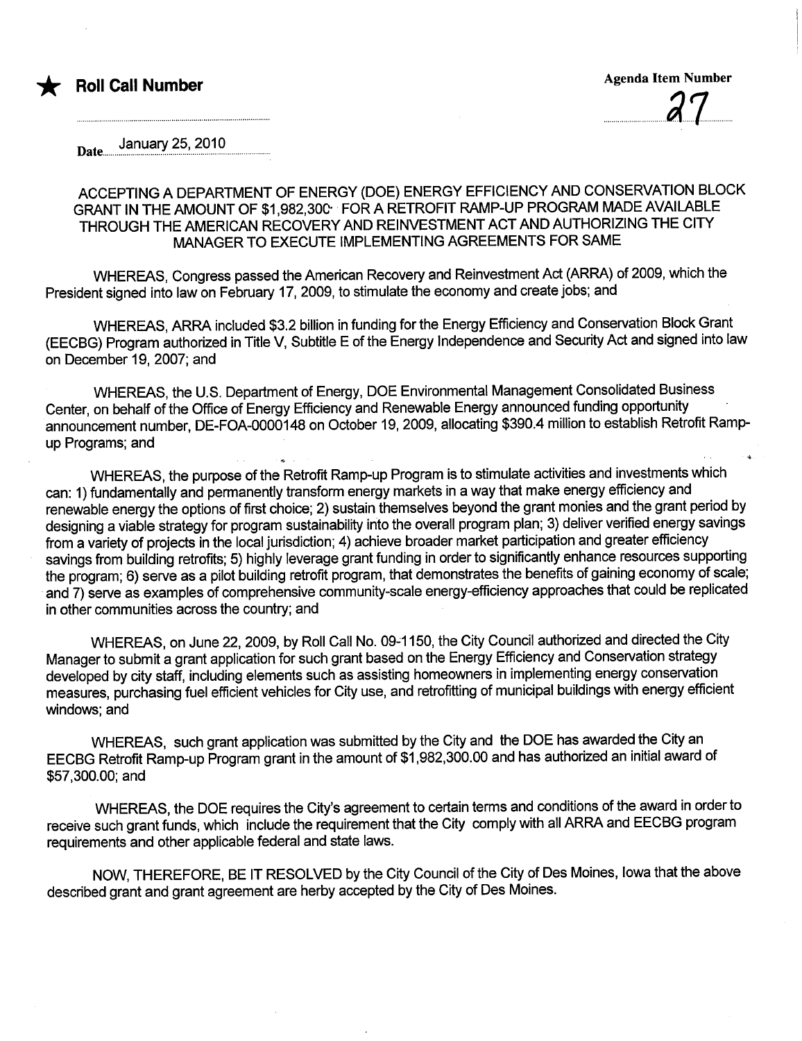★ **Roll Call Number**

**Agenda Item Number**

27

Date January 25, 2010

ACCEPTING A DEPARTMENT OF ENERGY (DOE) ENERGY EFFICIENCY AND CONSERVATION BLOCK GRANT IN THE AMOUNT OF $1,982,300 FOR A RETROFIT RAMP-UP PROGRAM MADE AVAILABLE THROUGH THE AMERICAN RECOVERY AND REINVESTMENT ACT AND AUTHORIZING THE CITY MANAGER TO EXECUTE IMPLEMENTING AGREEMENTS FOR SAME

WHEREAS, Congress passed the American Recovery and Reinvestment Act (ARRA) of 2009, which the President signed into law on February 17, 2009, to stimulate the economy and create jobs; and

WHEREAS, ARRA included $3.2 billion in funding for the Energy Efficiency and Conservation Block Grant (EECBG) Program authorized in Title V, Subtitle E of the Energy Independence and Security Act and signed into law on December 19, 2007; and

WHEREAS, the U.S. Department of Energy, DOE Environmental Management Consolidated Business Center, on behalf of the Office of Energy Efficiency and Renewable Energy announced funding opportunity announcement number, DE-FOA-0000148 on October 19, 2009, allocating $390.4 million to establish Retrofit Ramp-up Programs; and

WHEREAS, the purpose of the Retrofit Ramp-up Program is to stimulate activities and investments which can: 1) fundamentally and permanently transform energy markets in a way that make energy efficiency and renewable energy the options of first choice; 2) sustain themselves beyond the grant monies and the grant period by designing a viable strategy for program sustainability into the overall program plan; 3) deliver verified energy savings from a variety of projects in the local jurisdiction; 4) achieve broader market participation and greater efficiency savings from building retrofits; 5) highly leverage grant funding in order to significantly enhance resources supporting the program; 6) serve as a pilot building retrofit program, that demonstrates the benefits of gaining economy of scale; and 7) serve as examples of comprehensive community-scale energy-efficiency approaches that could be replicated in other communities across the country; and

WHEREAS, on June 22, 2009, by Roll Call No. 09-1150, the City Council authorized and directed the City Manager to submit a grant application for such grant based on the Energy Efficiency and Conservation strategy developed by city staff, including elements such as assisting homeowners in implementing energy conservation measures, purchasing fuel efficient vehicles for City use, and retrofitting of municipal buildings with energy efficient windows; and

WHEREAS, such grant application was submitted by the City and the DOE has awarded the City an EECBG Retrofit Ramp-up Program grant in the amount of $1,982,300.00 and has authorized an initial award of $57,300.00; and

WHEREAS, the DOE requires the City's agreement to certain terms and conditions of the award in order to receive such grant funds, which include the requirement that the City comply with all ARRA and EECBG program requirements and other applicable federal and state laws.

NOW, THEREFORE, BE IT RESOLVED by the City Council of the City of Des Moines, Iowa that the above described grant and grant agreement are herby accepted by the City of Des Moines.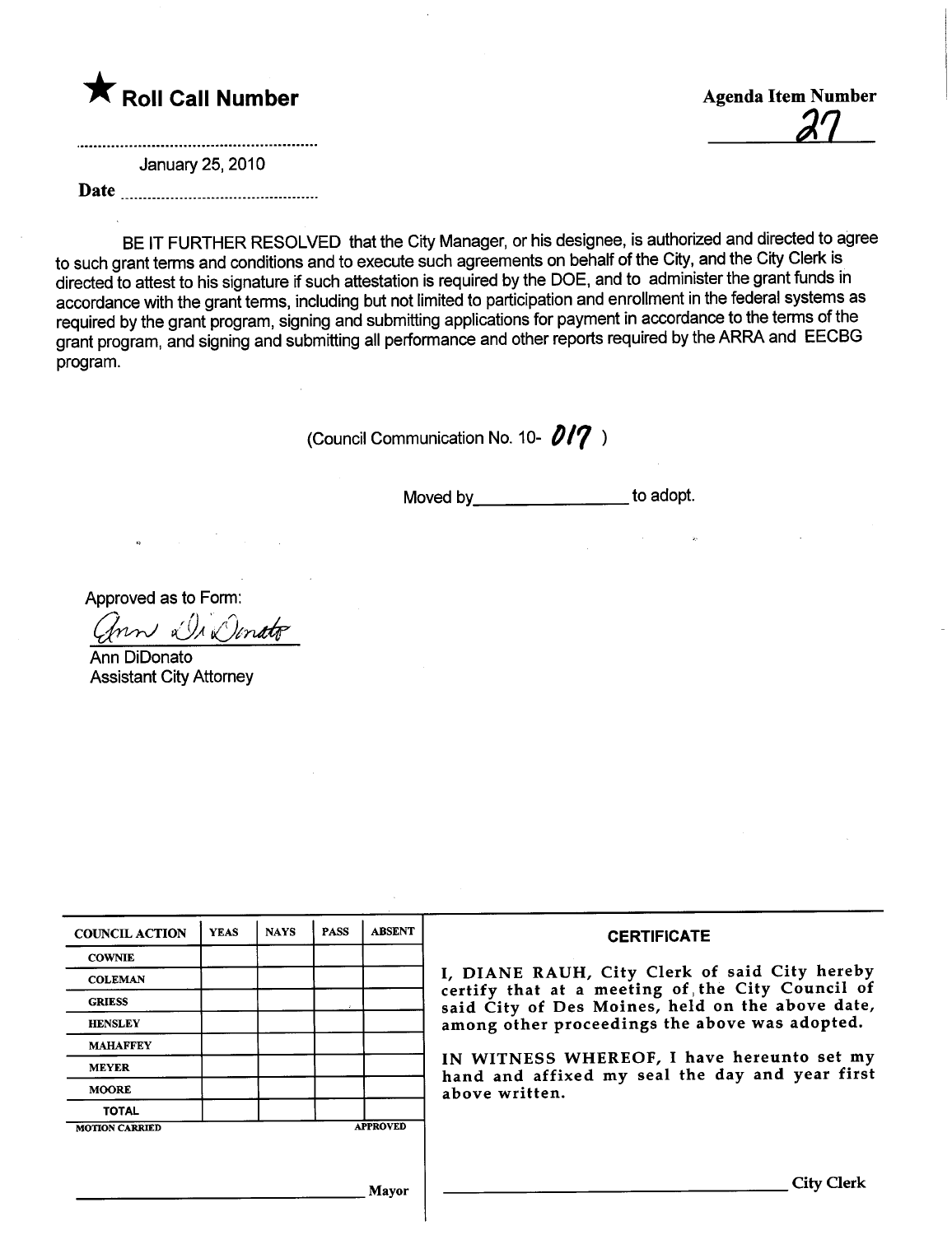★ **Roll Call Number**

**Agenda Item Number**

27

January 25, 2010

**Date**

BE IT FURTHER RESOLVED that the City Manager, or his designee, is authorized and directed to agree to such grant terms and conditions and to execute such agreements on behalf of the City, and the City Clerk is directed to attest to his signature if such attestation is required by the DOE, and to administer the grant funds in accordance with the grant terms, including but not limited to participation and enrollment in the federal systems as required by the grant program, signing and submitting applications for payment in accordance to the terms of the grant program, and signing and submitting all performance and other reports required by the ARRA and EECBG program.

(Council Communication No. 10- 017 )

Moved by________________ to adopt.

Approved as to Form:

Ann DiDonato
Ann DiDonato
Assistant City Attorney

| COUNCIL ACTION | YEAS | NAYS | PASS | ABSENT |
|---|---|---|---|---|
| COWNIE | | | | |
| COLEMAN | | | | |
| GRIESS | | | | |
| HENSLEY | | | | |
| MAHAFFEY | | | | |
| MEYER | | | | |
| MOORE | | | | |
| TOTAL | | | | |

MOTION CARRIED APPROVED

________________________ Mayor

**CERTIFICATE**

I, DIANE RAUH, City Clerk of said City hereby certify that at a meeting of the City Council of said City of Des Moines, held on the above date, among other proceedings the above was adopted.

IN WITNESS WHEREOF, I have hereunto set my hand and affixed my seal the day and year first above written.

________________________ City Clerk